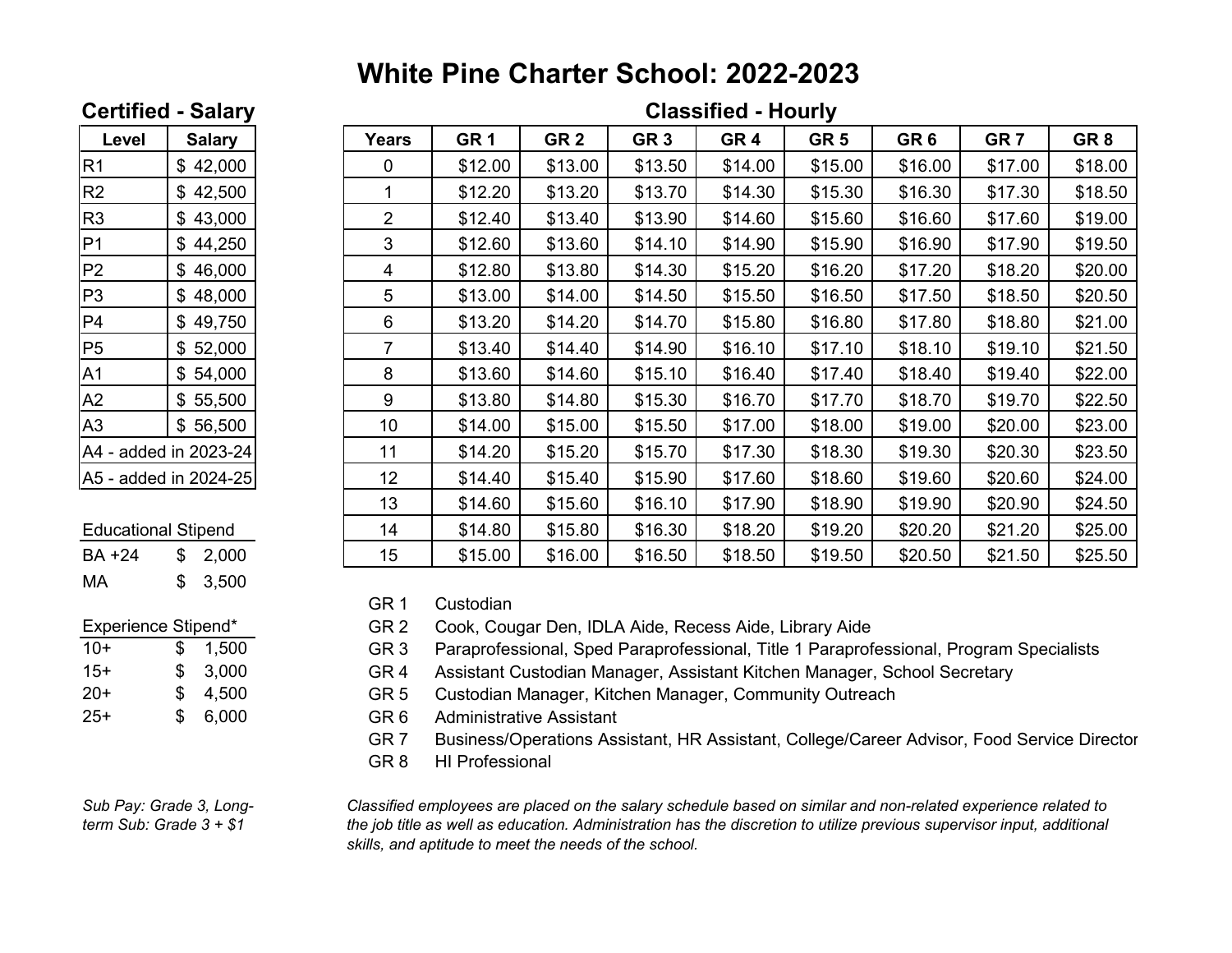# White Pine Charter School: 2022-2023

## Certified - Salary

| Level | Salary |
|---|---|
| R1 | $ 42,000 |
| R2 | $ 42,500 |
| R3 | $ 43,000 |
| P1 | $ 44,250 |
| P2 | $ 46,000 |
| P3 | $ 48,000 |
| P4 | $ 49,750 |
| P5 | $ 52,000 |
| A1 | $ 54,000 |
| A2 | $ 55,500 |
| A3 | $ 56,500 |
| A4 - added in 2023-24 | |
| A5 - added in 2024-25 | |

| Educational Stipend | |
|---|---|
| BA +24 | $ 2,000 |
| MA | $ 3,500 |

| Experience Stipend* | |
|---|---|
| 10+ | $ 1,500 |
| 15+ | $ 3,000 |
| 20+ | $ 4,500 |
| 25+ | $ 6,000 |

*Sub Pay: Grade 3, Long-term Sub: Grade 3 + $1*

## Classified - Hourly

| Years | GR 1 | GR 2 | GR 3 | GR 4 | GR 5 | GR 6 | GR 7 | GR 8 |
|---|---|---|---|---|---|---|---|---|
| 0 | $12.00 | $13.00 | $13.50 | $14.00 | $15.00 | $16.00 | $17.00 | $18.00 |
| 1 | $12.20 | $13.20 | $13.70 | $14.30 | $15.30 | $16.30 | $17.30 | $18.50 |
| 2 | $12.40 | $13.40 | $13.90 | $14.60 | $15.60 | $16.60 | $17.60 | $19.00 |
| 3 | $12.60 | $13.60 | $14.10 | $14.90 | $15.90 | $16.90 | $17.90 | $19.50 |
| 4 | $12.80 | $13.80 | $14.30 | $15.20 | $16.20 | $17.20 | $18.20 | $20.00 |
| 5 | $13.00 | $14.00 | $14.50 | $15.50 | $16.50 | $17.50 | $18.50 | $20.50 |
| 6 | $13.20 | $14.20 | $14.70 | $15.80 | $16.80 | $17.80 | $18.80 | $21.00 |
| 7 | $13.40 | $14.40 | $14.90 | $16.10 | $17.10 | $18.10 | $19.10 | $21.50 |
| 8 | $13.60 | $14.60 | $15.10 | $16.40 | $17.40 | $18.40 | $19.40 | $22.00 |
| 9 | $13.80 | $14.80 | $15.30 | $16.70 | $17.70 | $18.70 | $19.70 | $22.50 |
| 10 | $14.00 | $15.00 | $15.50 | $17.00 | $18.00 | $19.00 | $20.00 | $23.00 |
| 11 | $14.20 | $15.20 | $15.70 | $17.30 | $18.30 | $19.30 | $20.30 | $23.50 |
| 12 | $14.40 | $15.40 | $15.90 | $17.60 | $18.60 | $19.60 | $20.60 | $24.00 |
| 13 | $14.60 | $15.60 | $16.10 | $17.90 | $18.90 | $19.90 | $20.90 | $24.50 |
| 14 | $14.80 | $15.80 | $16.30 | $18.20 | $19.20 | $20.20 | $21.20 | $25.00 |
| 15 | $15.00 | $16.00 | $16.50 | $18.50 | $19.50 | $20.50 | $21.50 | $25.50 |

| Grade | Positions |
|---|---|
| GR 1 | Custodian |
| GR 2 | Cook, Cougar Den, IDLA Aide, Recess Aide, Library Aide |
| GR 3 | Paraprofessional, Sped Paraprofessional, Title 1 Paraprofessional, Program Specialists |
| GR 4 | Assistant Custodian Manager, Assistant Kitchen Manager, School Secretary |
| GR 5 | Custodian Manager, Kitchen Manager, Community Outreach |
| GR 6 | Administrative Assistant |
| GR 7 | Business/Operations Assistant, HR Assistant, College/Career Advisor, Food Service Director |
| GR 8 | HI Professional |

*Classified employees are placed on the salary schedule based on similar and non-related experience related to the job title as well as education. Administration has the discretion to utilize previous supervisor input, additional skills, and aptitude to meet the needs of the school.*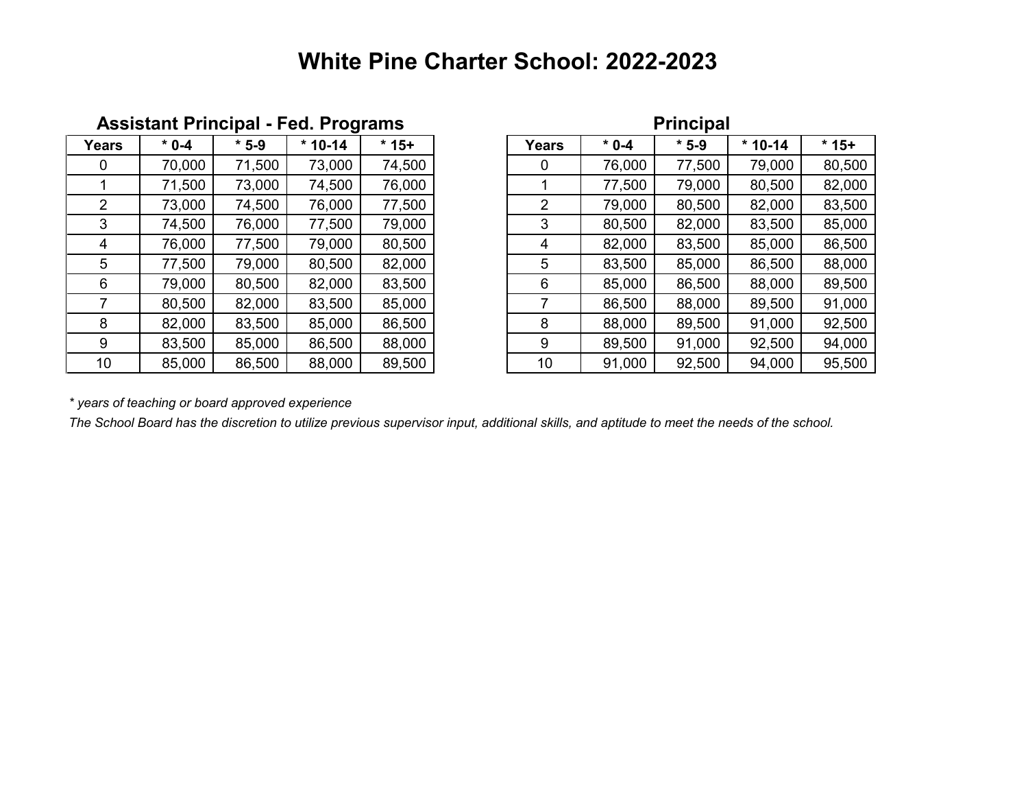# White Pine Charter School: 2022-2023

## Assistant Principal - Fed. Programs

| Years | * 0-4 | * 5-9 | * 10-14 | * 15+ |
|---|---|---|---|---|
| 0 | 70,000 | 71,500 | 73,000 | 74,500 |
| 1 | 71,500 | 73,000 | 74,500 | 76,000 |
| 2 | 73,000 | 74,500 | 76,000 | 77,500 |
| 3 | 74,500 | 76,000 | 77,500 | 79,000 |
| 4 | 76,000 | 77,500 | 79,000 | 80,500 |
| 5 | 77,500 | 79,000 | 80,500 | 82,000 |
| 6 | 79,000 | 80,500 | 82,000 | 83,500 |
| 7 | 80,500 | 82,000 | 83,500 | 85,000 |
| 8 | 82,000 | 83,500 | 85,000 | 86,500 |
| 9 | 83,500 | 85,000 | 86,500 | 88,000 |
| 10 | 85,000 | 86,500 | 88,000 | 89,500 |

## Principal

| Years | * 0-4 | * 5-9 | * 10-14 | * 15+ |
|---|---|---|---|---|
| 0 | 76,000 | 77,500 | 79,000 | 80,500 |
| 1 | 77,500 | 79,000 | 80,500 | 82,000 |
| 2 | 79,000 | 80,500 | 82,000 | 83,500 |
| 3 | 80,500 | 82,000 | 83,500 | 85,000 |
| 4 | 82,000 | 83,500 | 85,000 | 86,500 |
| 5 | 83,500 | 85,000 | 86,500 | 88,000 |
| 6 | 85,000 | 86,500 | 88,000 | 89,500 |
| 7 | 86,500 | 88,000 | 89,500 | 91,000 |
| 8 | 88,000 | 89,500 | 91,000 | 92,500 |
| 9 | 89,500 | 91,000 | 92,500 | 94,000 |
| 10 | 91,000 | 92,500 | 94,000 | 95,500 |

*\* years of teaching or board approved experience*

*The School Board has the discretion to utilize previous supervisor input, additional skills, and aptitude to meet the needs of the school.*